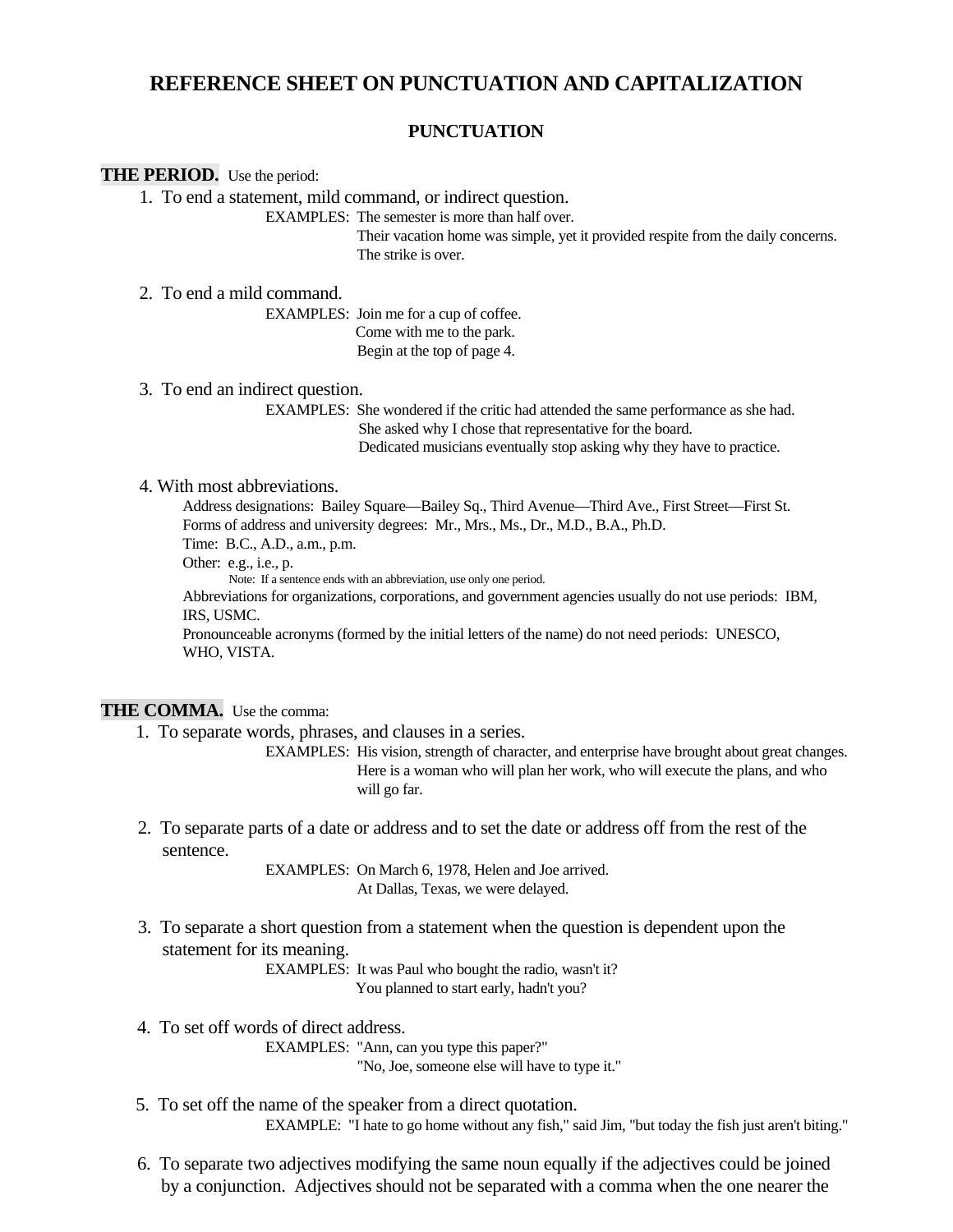# REFERENCE SHEET ON PUNCTUATION AND CAPITALIZATION

## PUNCTUATION

**THE PERIOD.** Use the period:

1. To end a statement, mild command, or indirect question.

   EXAMPLES: The semester is more than half over.
   Their vacation home was simple, yet it provided respite from the daily concerns.
   The strike is over.

2. To end a mild command.

   EXAMPLES: Join me for a cup of coffee.
   Come with me to the park.
   Begin at the top of page 4.

3. To end an indirect question.

   EXAMPLES: She wondered if the critic had attended the same performance as she had.
   She asked why I chose that representative for the board.
   Dedicated musicians eventually stop asking why they have to practice.

4. With most abbreviations.

   Address designations: Bailey Square—Bailey Sq., Third Avenue—Third Ave., First Street—First St.
   Forms of address and university degrees: Mr., Mrs., Ms., Dr., M.D., B.A., Ph.D.
   Time: B.C., A.D., a.m., p.m.
   Other: e.g., i.e., p.
   Note: If a sentence ends with an abbreviation, use only one period.
   Abbreviations for organizations, corporations, and government agencies usually do not use periods: IBM, IRS, USMC.
   Pronounceable acronyms (formed by the initial letters of the name) do not need periods: UNESCO, WHO, VISTA.

**THE COMMA.** Use the comma:

1. To separate words, phrases, and clauses in a series.

   EXAMPLES: His vision, strength of character, and enterprise have brought about great changes.
   Here is a woman who will plan her work, who will execute the plans, and who will go far.

2. To separate parts of a date or address and to set the date or address off from the rest of the sentence.

   EXAMPLES: On March 6, 1978, Helen and Joe arrived.
   At Dallas, Texas, we were delayed.

3. To separate a short question from a statement when the question is dependent upon the statement for its meaning.

   EXAMPLES: It was Paul who bought the radio, wasn't it?
   You planned to start early, hadn't you?

4. To set off words of direct address.

   EXAMPLES: "Ann, can you type this paper?"
   "No, Joe, someone else will have to type it."

5. To set off the name of the speaker from a direct quotation.

   EXAMPLE: "I hate to go home without any fish," said Jim, "but today the fish just aren't biting."

6. To separate two adjectives modifying the same noun equally if the adjectives could be joined by a conjunction. Adjectives should not be separated with a comma when the one nearer the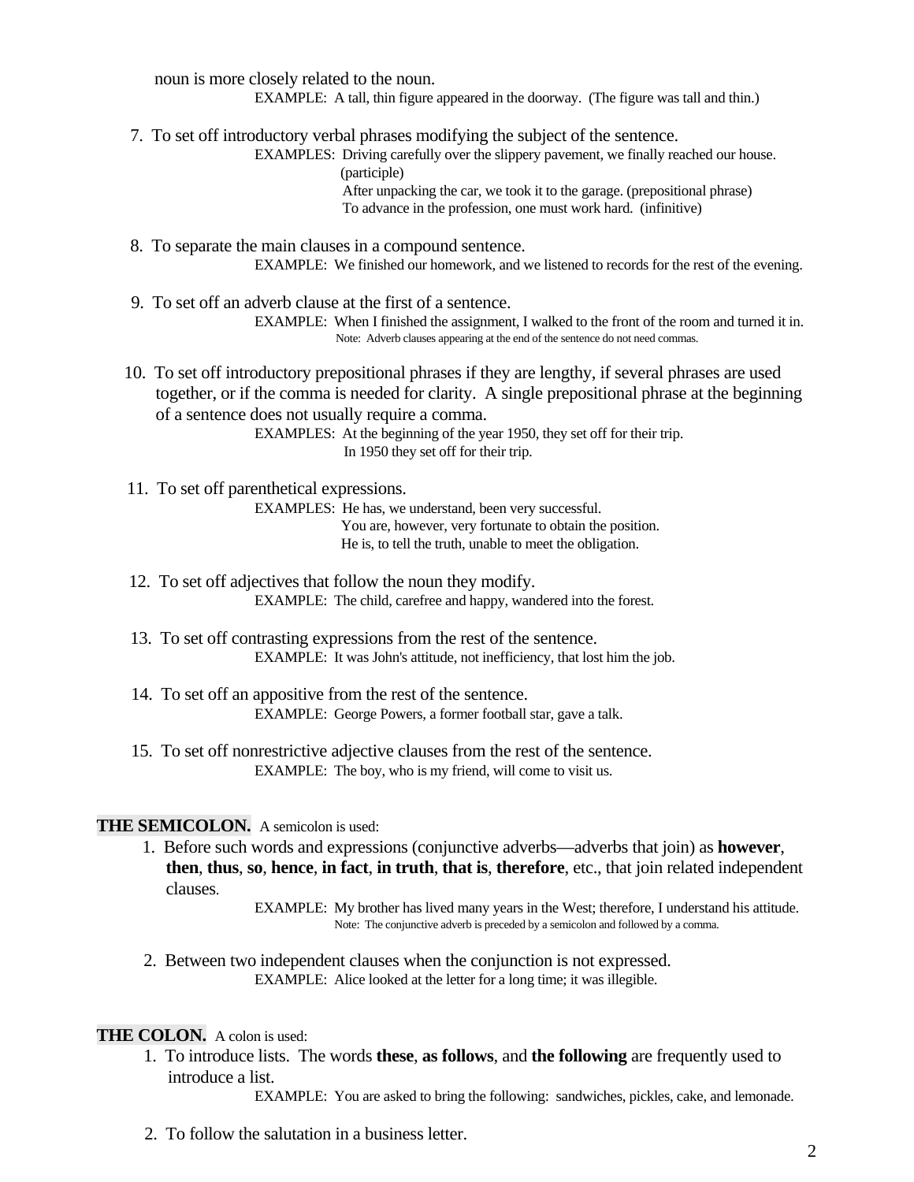noun is more closely related to the noun.

EXAMPLE: A tall, thin figure appeared in the doorway. (The figure was tall and thin.)

7. To set off introductory verbal phrases modifying the subject of the sentence.

   EXAMPLES: Driving carefully over the slippery pavement, we finally reached our house. (participle)
   After unpacking the car, we took it to the garage. (prepositional phrase)
   To advance in the profession, one must work hard. (infinitive)

8. To separate the main clauses in a compound sentence.

   EXAMPLE: We finished our homework, and we listened to records for the rest of the evening.

9. To set off an adverb clause at the first of a sentence.

   EXAMPLE: When I finished the assignment, I walked to the front of the room and turned it in.
   Note: Adverb clauses appearing at the end of the sentence do not need commas.

10. To set off introductory prepositional phrases if they are lengthy, if several phrases are used together, or if the comma is needed for clarity. A single prepositional phrase at the beginning of a sentence does not usually require a comma.

    EXAMPLES: At the beginning of the year 1950, they set off for their trip.
    In 1950 they set off for their trip.

11. To set off parenthetical expressions.

    EXAMPLES: He has, we understand, been very successful.
    You are, however, very fortunate to obtain the position.
    He is, to tell the truth, unable to meet the obligation.

12. To set off adjectives that follow the noun they modify.

    EXAMPLE: The child, carefree and happy, wandered into the forest.

13. To set off contrasting expressions from the rest of the sentence.

    EXAMPLE: It was John's attitude, not inefficiency, that lost him the job.

14. To set off an appositive from the rest of the sentence.

    EXAMPLE: George Powers, a former football star, gave a talk.

15. To set off nonrestrictive adjective clauses from the rest of the sentence.

    EXAMPLE: The boy, who is my friend, will come to visit us.

**THE SEMICOLON.** A semicolon is used:

1. Before such words and expressions (conjunctive adverbs—adverbs that join) as **however**, **then**, **thus**, **so**, **hence**, **in fact**, **in truth**, **that is**, **therefore**, etc., that join related independent clauses.

   EXAMPLE: My brother has lived many years in the West; therefore, I understand his attitude.
   Note: The conjunctive adverb is preceded by a semicolon and followed by a comma.

2. Between two independent clauses when the conjunction is not expressed.

   EXAMPLE: Alice looked at the letter for a long time; it was illegible.

**THE COLON.** A colon is used:

1. To introduce lists. The words **these**, **as follows**, and **the following** are frequently used to introduce a list.

   EXAMPLE: You are asked to bring the following: sandwiches, pickles, cake, and lemonade.

2. To follow the salutation in a business letter.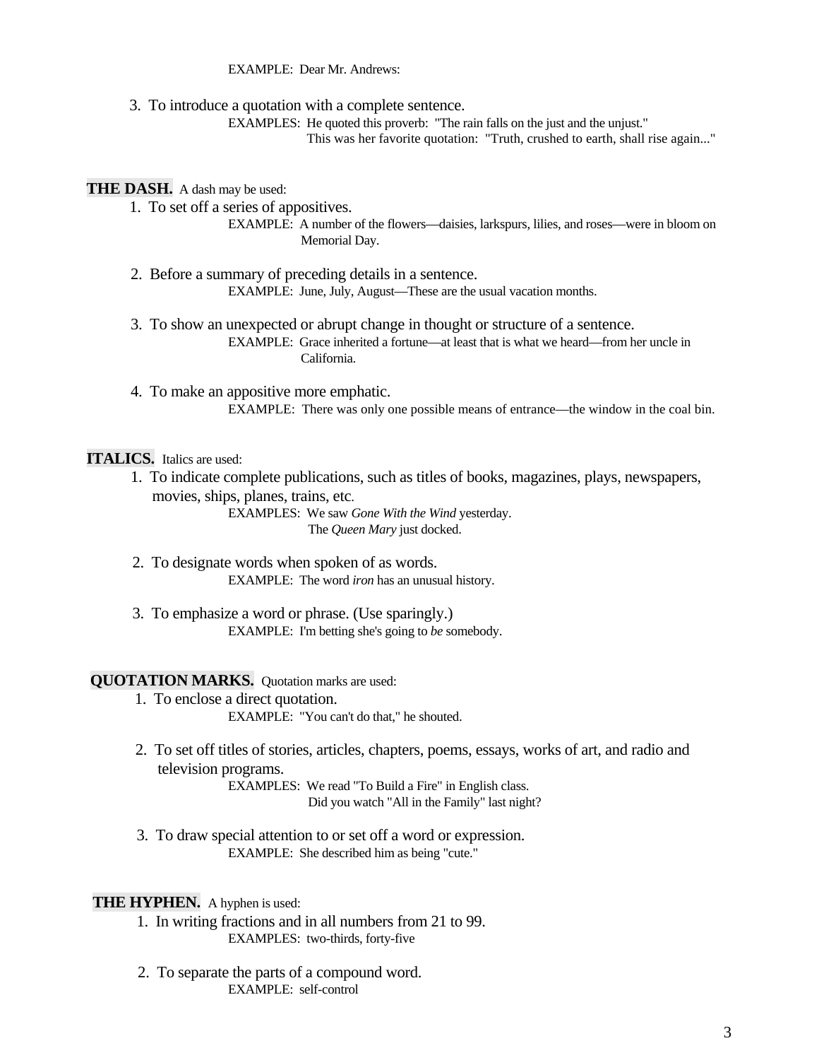EXAMPLE: Dear Mr. Andrews:

3. To introduce a quotation with a complete sentence.

EXAMPLES: He quoted this proverb: "The rain falls on the just and the unjust."
This was her favorite quotation: "Truth, crushed to earth, shall rise again..."

**THE DASH.** A dash may be used:

1. To set off a series of appositives.

EXAMPLE: A number of the flowers—daisies, larkspurs, lilies, and roses—were in bloom on Memorial Day.

2. Before a summary of preceding details in a sentence.

EXAMPLE: June, July, August—These are the usual vacation months.

3. To show an unexpected or abrupt change in thought or structure of a sentence.

EXAMPLE: Grace inherited a fortune—at least that is what we heard—from her uncle in California.

4. To make an appositive more emphatic.

EXAMPLE: There was only one possible means of entrance—the window in the coal bin.

**ITALICS.** Italics are used:

1. To indicate complete publications, such as titles of books, magazines, plays, newspapers, movies, ships, planes, trains, etc.

EXAMPLES: We saw *Gone With the Wind* yesterday.
The *Queen Mary* just docked.

2. To designate words when spoken of as words.

EXAMPLE: The word *iron* has an unusual history.

3. To emphasize a word or phrase. (Use sparingly.)

EXAMPLE: I'm betting she's going to *be* somebody.

**QUOTATION MARKS.** Quotation marks are used:

1. To enclose a direct quotation.

EXAMPLE: "You can't do that," he shouted.

2. To set off titles of stories, articles, chapters, poems, essays, works of art, and radio and television programs.

EXAMPLES: We read "To Build a Fire" in English class.
Did you watch "All in the Family" last night?

3. To draw special attention to or set off a word or expression.

EXAMPLE: She described him as being "cute."

**THE HYPHEN.** A hyphen is used:

1. In writing fractions and in all numbers from 21 to 99.

EXAMPLES: two-thirds, forty-five

2. To separate the parts of a compound word.

EXAMPLE: self-control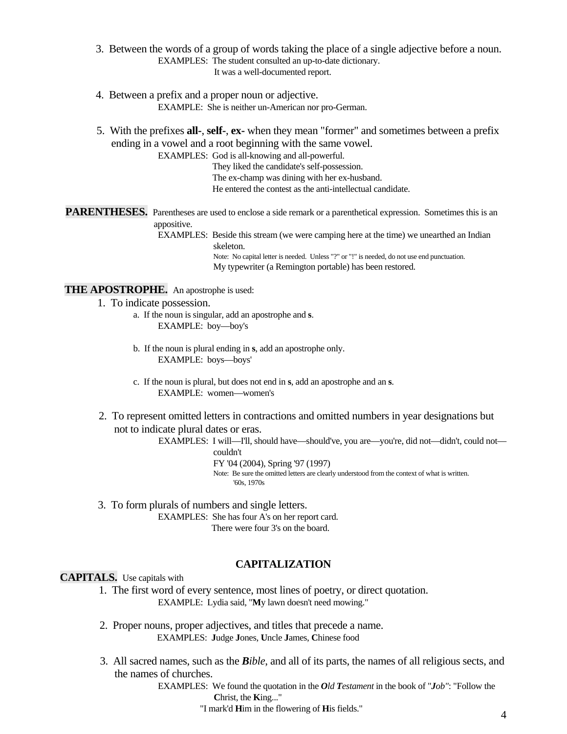3. Between the words of a group of words taking the place of a single adjective before a noun.

   EXAMPLES: The student consulted an up-to-date dictionary.
   It was a well-documented report.

4. Between a prefix and a proper noun or adjective.

   EXAMPLE: She is neither un-American nor pro-German.

5. With the prefixes **all-**, **self-**, **ex-** when they mean "former" and sometimes between a prefix ending in a vowel and a root beginning with the same vowel.

   EXAMPLES: God is all-knowing and all-powerful.
   They liked the candidate's self-possession.
   The ex-champ was dining with her ex-husband.
   He entered the contest as the anti-intellectual candidate.

**PARENTHESES.** Parentheses are used to enclose a side remark or a parenthetical expression. Sometimes this is an appositive.

EXAMPLES: Beside this stream (we were camping here at the time) we unearthed an Indian skeleton.
Note: No capital letter is needed. Unless "?" or "!" is needed, do not use end punctuation.
My typewriter (a Remington portable) has been restored.

**THE APOSTROPHE.** An apostrophe is used:

1. To indicate possession.
   a. If the noun is singular, add an apostrophe and **s**.
      EXAMPLE: boy—boy's

   b. If the noun is plural ending in **s**, add an apostrophe only.
      EXAMPLE: boys—boys'

   c. If the noun is plural, but does not end in **s**, add an apostrophe and an **s**.
      EXAMPLE: women—women's

2. To represent omitted letters in contractions and omitted numbers in year designations but not to indicate plural dates or eras.

   EXAMPLES: I will—I'll, should have—should've, you are—you're, did not—didn't, could not—couldn't
   FY '04 (2004), Spring '97 (1997)
   Note: Be sure the omitted letters are clearly understood from the context of what is written.
   '60s, 1970s

3. To form plurals of numbers and single letters.

   EXAMPLES: She has four A's on her report card.
   There were four 3's on the board.

## CAPITALIZATION

**CAPITALS.** Use capitals with

1. The first word of every sentence, most lines of poetry, or direct quotation.

   EXAMPLE: Lydia said, "**M**y lawn doesn't need mowing."

2. Proper nouns, proper adjectives, and titles that precede a name.

   EXAMPLES: **J**udge **J**ones, **U**ncle **J**ames, **C**hinese food

3. All sacred names, such as the ***B****ible*, and all of its parts, the names of all religious sects, and the names of churches.

   EXAMPLES: We found the quotation in the ***O****ld* ***T****estament* in the book of "***Job***": "Follow the **C**hrist, the **K**ing..."
   "I mark'd **H**im in the flowering of **H**is fields."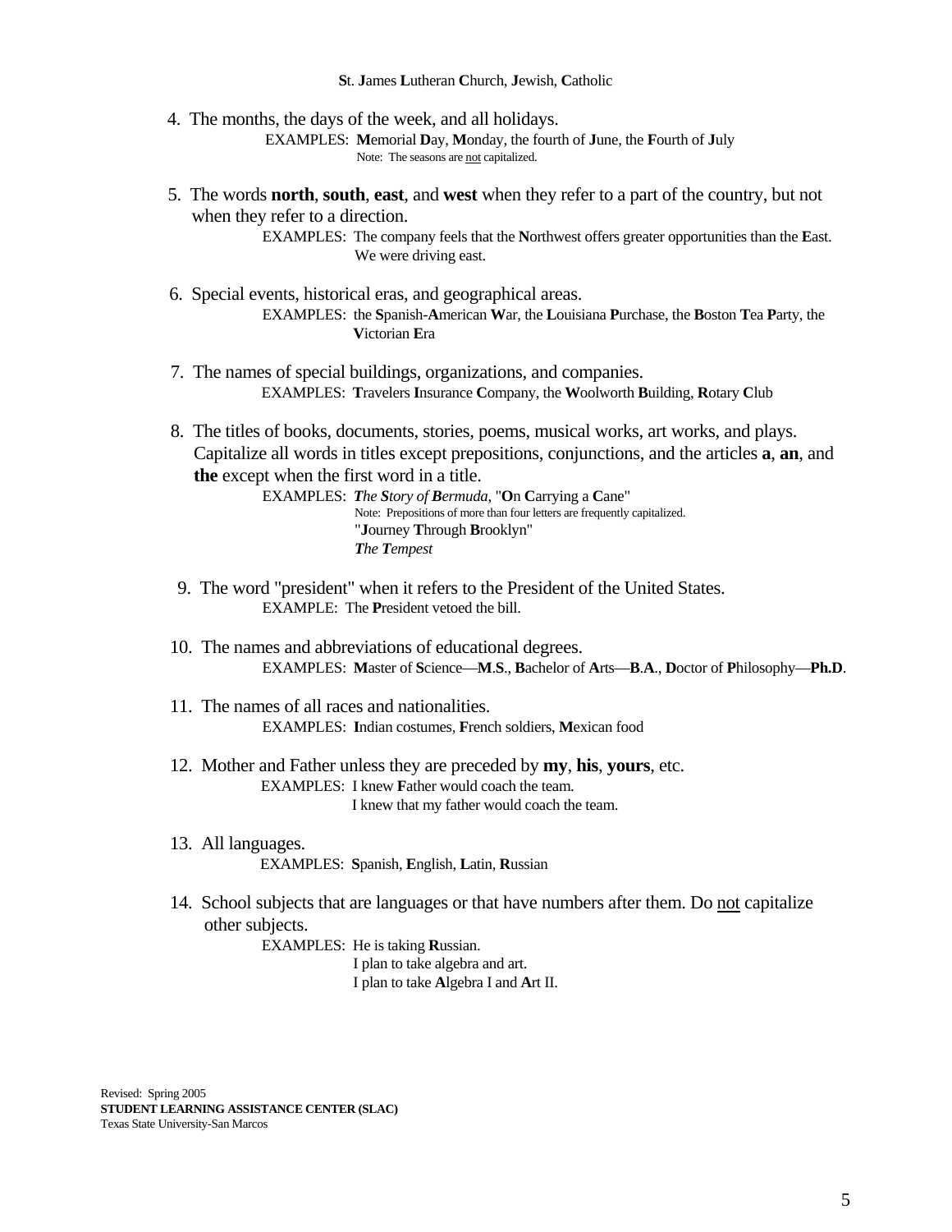**S**t. **J**ames **L**utheran **C**hurch, **J**ewish, **C**atholic

4. The months, the days of the week, and all holidays.
   EXAMPLES: **M**emorial **D**ay, **M**onday, the fourth of **J**une, the **F**ourth of **J**uly
   Note: The seasons are not capitalized.

5. The words **north**, **south**, **east**, and **west** when they refer to a part of the country, but not when they refer to a direction.
   EXAMPLES: The company feels that the **N**orthwest offers greater opportunities than the **E**ast.
   We were driving east.

6. Special events, historical eras, and geographical areas.
   EXAMPLES: the **S**panish-**A**merican **W**ar, the **L**ouisiana **P**urchase, the **B**oston **T**ea **P**arty, the **V**ictorian **E**ra

7. The names of special buildings, organizations, and companies.
   EXAMPLES: **T**ravelers **I**nsurance **C**ompany, the **W**oolworth **B**uilding, **R**otary **C**lub

8. The titles of books, documents, stories, poems, musical works, art works, and plays. Capitalize all words in titles except prepositions, conjunctions, and the articles **a**, **an**, and **the** except when the first word in a title.
   EXAMPLES: ***T**he **S**tory of **B**ermuda*, "**O**n **C**arrying a **C**ane"
   Note: Prepositions of more than four letters are frequently capitalized.
   "**J**ourney **T**hrough **B**rooklyn"
   ***T**he **T**empest*

9. The word "president" when it refers to the President of the United States.
   EXAMPLE: The **P**resident vetoed the bill.

10. The names and abbreviations of educational degrees.
    EXAMPLES: **M**aster of **S**cience—**M**.**S**., **B**achelor of **A**rts—**B**.**A**., **D**octor of **P**hilosophy—**Ph.D**.

11. The names of all races and nationalities.
    EXAMPLES: **I**ndian costumes, **F**rench soldiers, **M**exican food

12. Mother and Father unless they are preceded by **my**, **his**, **yours**, etc.
    EXAMPLES: I knew **F**ather would coach the team.
    I knew that my father would coach the team.

13. All languages.
    EXAMPLES: **S**panish, **E**nglish, **L**atin, **R**ussian

14. School subjects that are languages or that have numbers after them. Do not capitalize other subjects.
    EXAMPLES: He is taking **R**ussian.
    I plan to take algebra and art.
    I plan to take **A**lgebra I and **A**rt II.

Revised: Spring 2005
**STUDENT LEARNING ASSISTANCE CENTER (SLAC)**
Texas State University-San Marcos